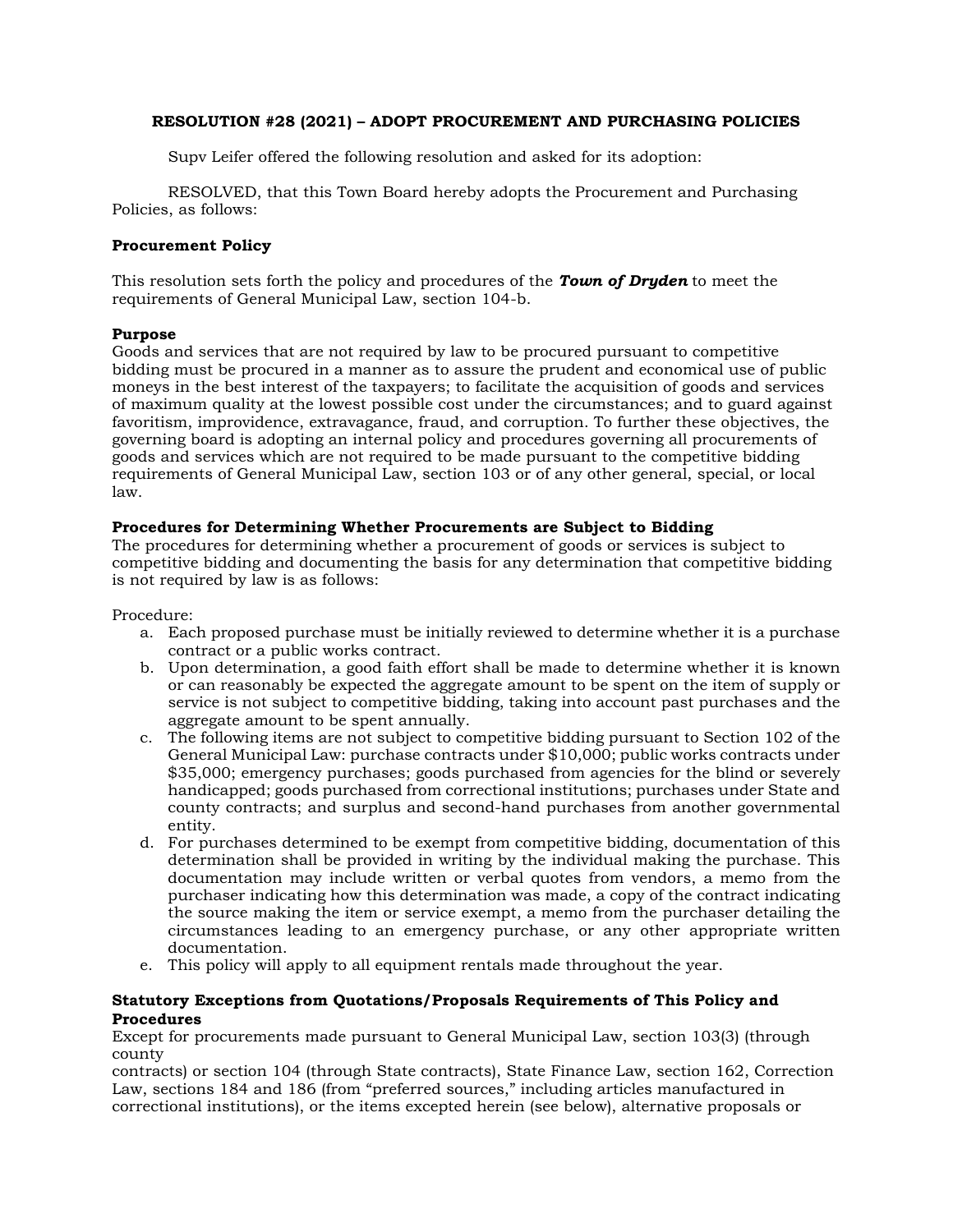**RESOLUTION #28 (2021) – ADOPT PROCUREMENT AND PURCHASING POLICIES**

Supv Leifer offered the following resolution and asked for its adoption:

RESOLVED, that this Town Board hereby adopts the Procurement and Purchasing Policies, as follows:

**Procurement Policy**

This resolution sets forth the policy and procedures of the ***Town of Dryden*** to meet the requirements of General Municipal Law, section 104-b.

**Purpose**
Goods and services that are not required by law to be procured pursuant to competitive bidding must be procured in a manner as to assure the prudent and economical use of public moneys in the best interest of the taxpayers; to facilitate the acquisition of goods and services of maximum quality at the lowest possible cost under the circumstances; and to guard against favoritism, improvidence, extravagance, fraud, and corruption. To further these objectives, the governing board is adopting an internal policy and procedures governing all procurements of goods and services which are not required to be made pursuant to the competitive bidding requirements of General Municipal Law, section 103 or of any other general, special, or local law.

**Procedures for Determining Whether Procurements are Subject to Bidding**
The procedures for determining whether a procurement of goods or services is subject to competitive bidding and documenting the basis for any determination that competitive bidding is not required by law is as follows:

Procedure:

a. Each proposed purchase must be initially reviewed to determine whether it is a purchase contract or a public works contract.
b. Upon determination, a good faith effort shall be made to determine whether it is known or can reasonably be expected the aggregate amount to be spent on the item of supply or service is not subject to competitive bidding, taking into account past purchases and the aggregate amount to be spent annually.
c. The following items are not subject to competitive bidding pursuant to Section 102 of the General Municipal Law: purchase contracts under $10,000; public works contracts under $35,000; emergency purchases; goods purchased from agencies for the blind or severely handicapped; goods purchased from correctional institutions; purchases under State and county contracts; and surplus and second-hand purchases from another governmental entity.
d. For purchases determined to be exempt from competitive bidding, documentation of this determination shall be provided in writing by the individual making the purchase. This documentation may include written or verbal quotes from vendors, a memo from the purchaser indicating how this determination was made, a copy of the contract indicating the source making the item or service exempt, a memo from the purchaser detailing the circumstances leading to an emergency purchase, or any other appropriate written documentation.
e. This policy will apply to all equipment rentals made throughout the year.

**Statutory Exceptions from Quotations/Proposals Requirements of This Policy and Procedures**
Except for procurements made pursuant to General Municipal Law, section 103(3) (through county contracts) or section 104 (through State contracts), State Finance Law, section 162, Correction Law, sections 184 and 186 (from "preferred sources," including articles manufactured in correctional institutions), or the items excepted herein (see below), alternative proposals or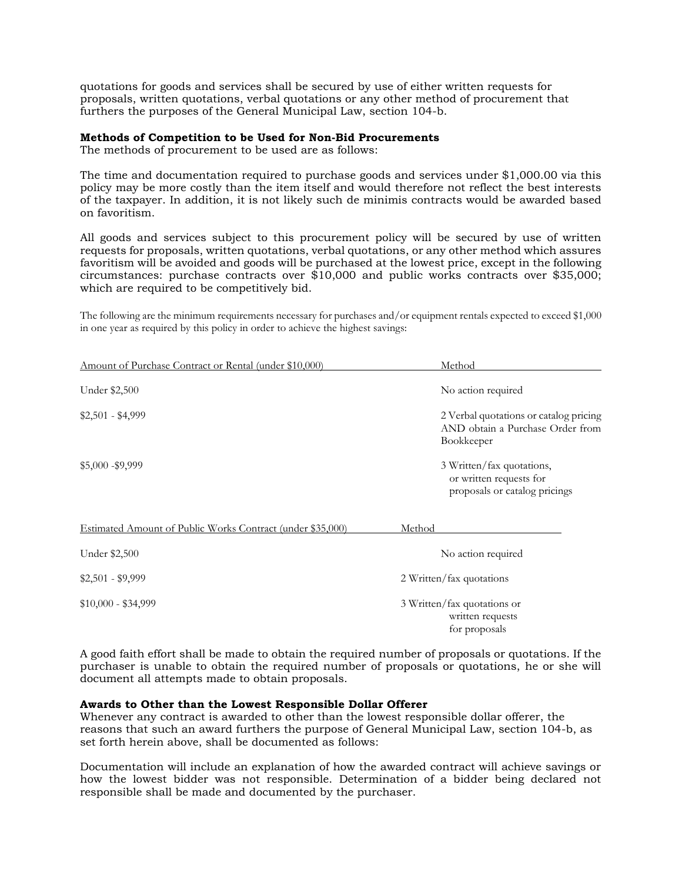quotations for goods and services shall be secured by use of either written requests for proposals, written quotations, verbal quotations or any other method of procurement that furthers the purposes of the General Municipal Law, section 104-b.

**Methods of Competition to be Used for Non-Bid Procurements**
The methods of procurement to be used are as follows:

The time and documentation required to purchase goods and services under $1,000.00 via this policy may be more costly than the item itself and would therefore not reflect the best interests of the taxpayer. In addition, it is not likely such de minimis contracts would be awarded based on favoritism.

All goods and services subject to this procurement policy will be secured by use of written requests for proposals, written quotations, verbal quotations, or any other method which assures favoritism will be avoided and goods will be purchased at the lowest price, except in the following circumstances: purchase contracts over $10,000 and public works contracts over $35,000; which are required to be competitively bid.

The following are the minimum requirements necessary for purchases and/or equipment rentals expected to exceed $1,000 in one year as required by this policy in order to achieve the highest savings:

| Amount of Purchase Contract or Rental (under $10,000) | Method |
| --- | --- |
| Under $2,500 | No action required |
| $2,501 - $4,999 | 2 Verbal quotations or catalog pricing AND obtain a Purchase Order from Bookkeeper |
| $5,000 -$9,999 | 3 Written/fax quotations, or written requests for proposals or catalog pricings |

| Estimated Amount of Public Works Contract (under $35,000) | Method |
| --- | --- |
| Under $2,500 | No action required |
| $2,501 - $9,999 | 2 Written/fax quotations |
| $10,000 - $34,999 | 3 Written/fax quotations or written requests for proposals |

A good faith effort shall be made to obtain the required number of proposals or quotations. If the purchaser is unable to obtain the required number of proposals or quotations, he or she will document all attempts made to obtain proposals.

**Awards to Other than the Lowest Responsible Dollar Offerer**
Whenever any contract is awarded to other than the lowest responsible dollar offerer, the reasons that such an award furthers the purpose of General Municipal Law, section 104-b, as set forth herein above, shall be documented as follows:

Documentation will include an explanation of how the awarded contract will achieve savings or how the lowest bidder was not responsible. Determination of a bidder being declared not responsible shall be made and documented by the purchaser.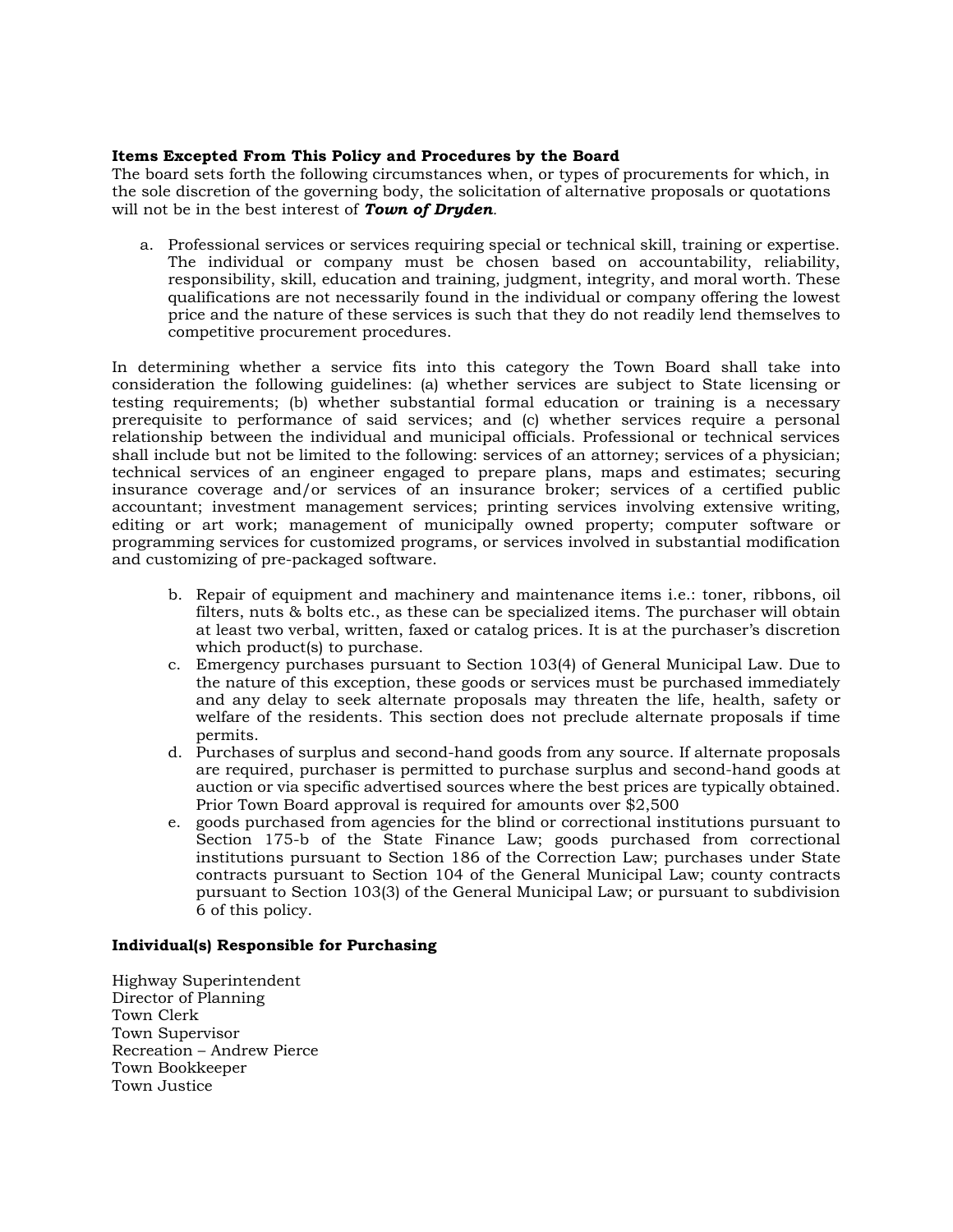**Items Excepted From This Policy and Procedures by the Board**
The board sets forth the following circumstances when, or types of procurements for which, in the sole discretion of the governing body, the solicitation of alternative proposals or quotations will not be in the best interest of ***Town of Dryden***.

a. Professional services or services requiring special or technical skill, training or expertise. The individual or company must be chosen based on accountability, reliability, responsibility, skill, education and training, judgment, integrity, and moral worth. These qualifications are not necessarily found in the individual or company offering the lowest price and the nature of these services is such that they do not readily lend themselves to competitive procurement procedures.

In determining whether a service fits into this category the Town Board shall take into consideration the following guidelines: (a) whether services are subject to State licensing or testing requirements; (b) whether substantial formal education or training is a necessary prerequisite to performance of said services; and (c) whether services require a personal relationship between the individual and municipal officials. Professional or technical services shall include but not be limited to the following: services of an attorney; services of a physician; technical services of an engineer engaged to prepare plans, maps and estimates; securing insurance coverage and/or services of an insurance broker; services of a certified public accountant; investment management services; printing services involving extensive writing, editing or art work; management of municipally owned property; computer software or programming services for customized programs, or services involved in substantial modification and customizing of pre-packaged software.

b. Repair of equipment and machinery and maintenance items i.e.: toner, ribbons, oil filters, nuts & bolts etc., as these can be specialized items. The purchaser will obtain at least two verbal, written, faxed or catalog prices. It is at the purchaser's discretion which product(s) to purchase.
c. Emergency purchases pursuant to Section 103(4) of General Municipal Law. Due to the nature of this exception, these goods or services must be purchased immediately and any delay to seek alternate proposals may threaten the life, health, safety or welfare of the residents. This section does not preclude alternate proposals if time permits.
d. Purchases of surplus and second-hand goods from any source. If alternate proposals are required, purchaser is permitted to purchase surplus and second-hand goods at auction or via specific advertised sources where the best prices are typically obtained. Prior Town Board approval is required for amounts over $2,500
e. goods purchased from agencies for the blind or correctional institutions pursuant to Section 175-b of the State Finance Law; goods purchased from correctional institutions pursuant to Section 186 of the Correction Law; purchases under State contracts pursuant to Section 104 of the General Municipal Law; county contracts pursuant to Section 103(3) of the General Municipal Law; or pursuant to subdivision 6 of this policy.

**Individual(s) Responsible for Purchasing**

Highway Superintendent
Director of Planning
Town Clerk
Town Supervisor
Recreation – Andrew Pierce
Town Bookkeeper
Town Justice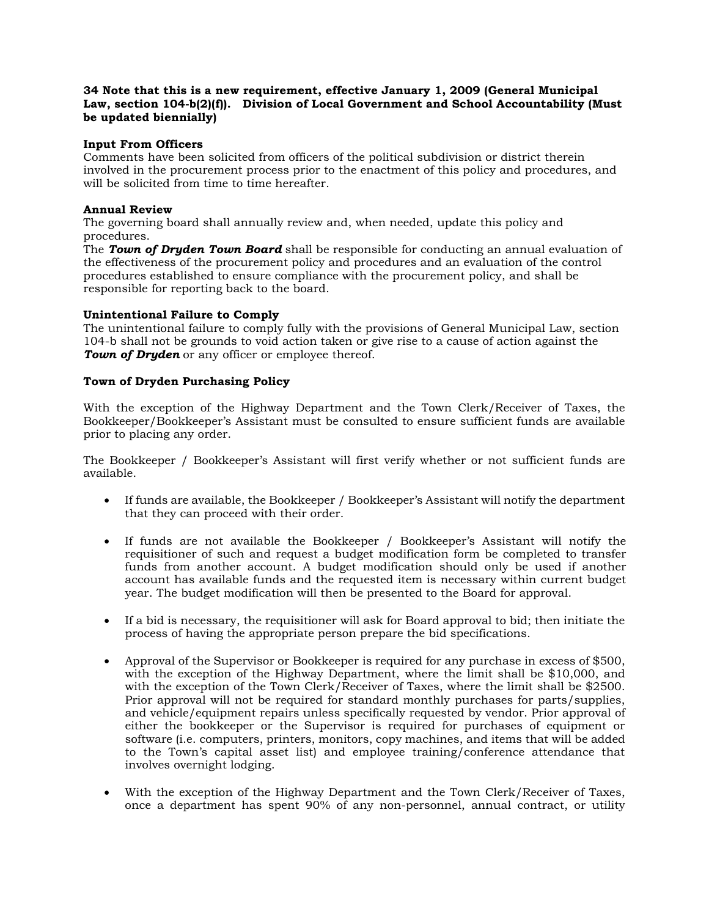**34 Note that this is a new requirement, effective January 1, 2009 (General Municipal Law, section 104-b(2)(f)). Division of Local Government and School Accountability (Must be updated biennially)**

**Input From Officers**
Comments have been solicited from officers of the political subdivision or district therein involved in the procurement process prior to the enactment of this policy and procedures, and will be solicited from time to time hereafter.

**Annual Review**
The governing board shall annually review and, when needed, update this policy and procedures.
The ***Town of Dryden Town Board*** shall be responsible for conducting an annual evaluation of the effectiveness of the procurement policy and procedures and an evaluation of the control procedures established to ensure compliance with the procurement policy, and shall be responsible for reporting back to the board.

**Unintentional Failure to Comply**
The unintentional failure to comply fully with the provisions of General Municipal Law, section 104-b shall not be grounds to void action taken or give rise to a cause of action against the ***Town of Dryden*** or any officer or employee thereof.

**Town of Dryden Purchasing Policy**

With the exception of the Highway Department and the Town Clerk/Receiver of Taxes, the Bookkeeper/Bookkeeper's Assistant must be consulted to ensure sufficient funds are available prior to placing any order.

The Bookkeeper / Bookkeeper's Assistant will first verify whether or not sufficient funds are available.

- If funds are available, the Bookkeeper / Bookkeeper's Assistant will notify the department that they can proceed with their order.

- If funds are not available the Bookkeeper / Bookkeeper's Assistant will notify the requisitioner of such and request a budget modification form be completed to transfer funds from another account. A budget modification should only be used if another account has available funds and the requested item is necessary within current budget year. The budget modification will then be presented to the Board for approval.

- If a bid is necessary, the requisitioner will ask for Board approval to bid; then initiate the process of having the appropriate person prepare the bid specifications.

- Approval of the Supervisor or Bookkeeper is required for any purchase in excess of $500, with the exception of the Highway Department, where the limit shall be $10,000, and with the exception of the Town Clerk/Receiver of Taxes, where the limit shall be $2500. Prior approval will not be required for standard monthly purchases for parts/supplies, and vehicle/equipment repairs unless specifically requested by vendor. Prior approval of either the bookkeeper or the Supervisor is required for purchases of equipment or software (i.e. computers, printers, monitors, copy machines, and items that will be added to the Town's capital asset list) and employee training/conference attendance that involves overnight lodging.

- With the exception of the Highway Department and the Town Clerk/Receiver of Taxes, once a department has spent 90% of any non-personnel, annual contract, or utility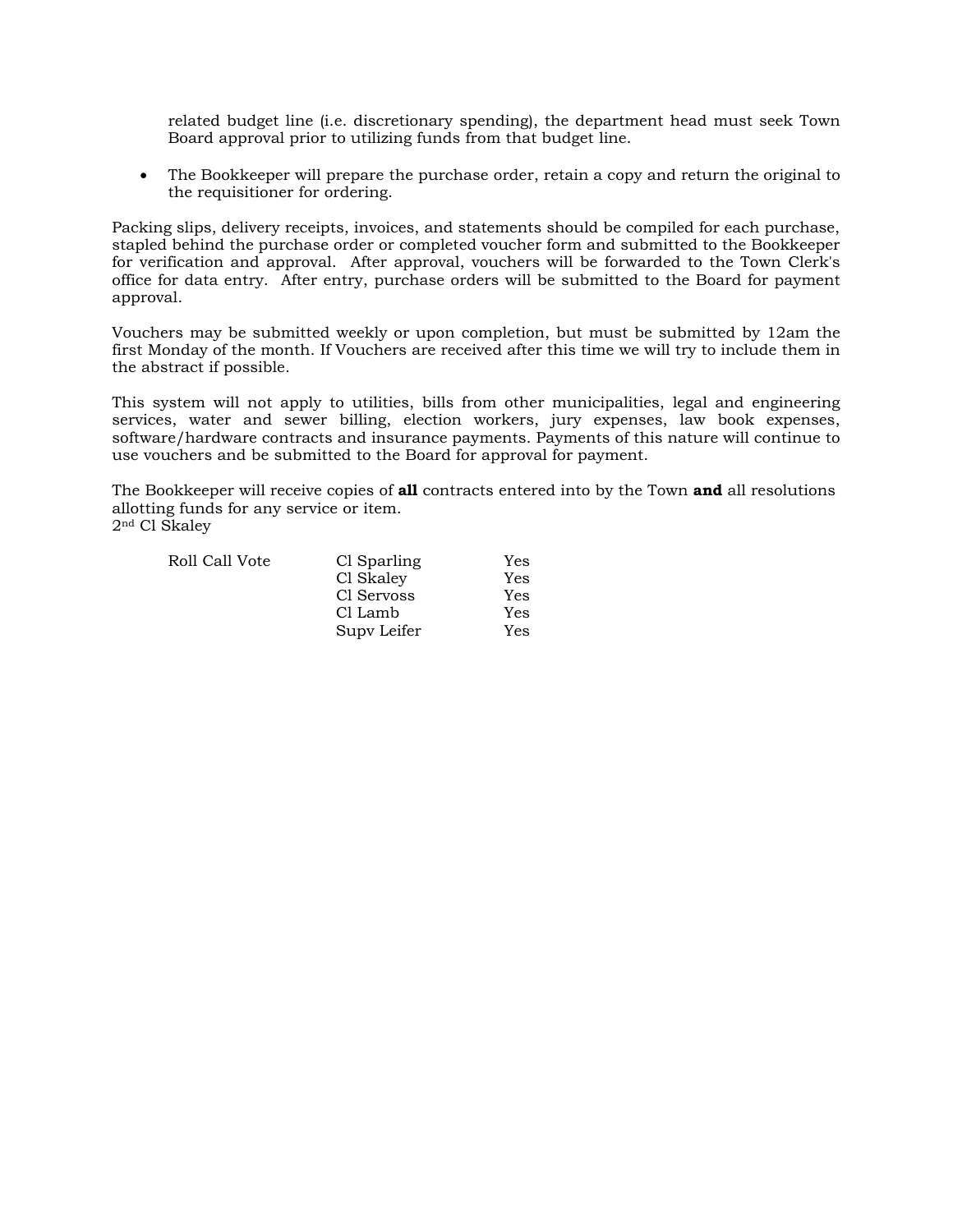related budget line (i.e. discretionary spending), the department head must seek Town Board approval prior to utilizing funds from that budget line.

- The Bookkeeper will prepare the purchase order, retain a copy and return the original to the requisitioner for ordering.

Packing slips, delivery receipts, invoices, and statements should be compiled for each purchase, stapled behind the purchase order or completed voucher form and submitted to the Bookkeeper for verification and approval. After approval, vouchers will be forwarded to the Town Clerk's office for data entry. After entry, purchase orders will be submitted to the Board for payment approval.

Vouchers may be submitted weekly or upon completion, but must be submitted by 12am the first Monday of the month. If Vouchers are received after this time we will try to include them in the abstract if possible.

This system will not apply to utilities, bills from other municipalities, legal and engineering services, water and sewer billing, election workers, jury expenses, law book expenses, software/hardware contracts and insurance payments. Payments of this nature will continue to use vouchers and be submitted to the Board for approval for payment.

The Bookkeeper will receive copies of **all** contracts entered into by the Town **and** all resolutions allotting funds for any service or item.
2nd Cl Skaley

| | | |
|---|---|---|
| Roll Call Vote | Cl Sparling | Yes |
| | Cl Skaley | Yes |
| | Cl Servoss | Yes |
| | Cl Lamb | Yes |
| | Supv Leifer | Yes |